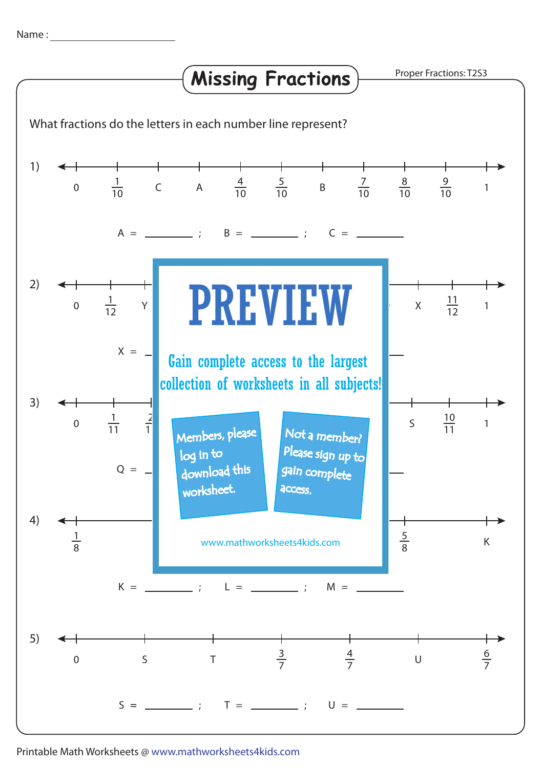Name : ____________________

# Missing Fractions

Proper Fractions: T2S3

What fractions do the letters in each number line represent?

1) 0, $\frac{1}{10}$, C, A, $\frac{4}{10}$, $\frac{5}{10}$, B, $\frac{7}{10}$, $\frac{8}{10}$, $\frac{9}{10}$, 1

A = ________ ; B = ________ ; C = ________

2) 0, $\frac{1}{12}$, Y, ... X, $\frac{11}{12}$, 1

X = ________

3) 0, $\frac{1}{11}$, $\frac{2}{11}$, ... S, $\frac{10}{11}$, 1

Q = ________

4) $\frac{1}{8}$, ... $\frac{5}{8}$, K

PREVIEW

Gain complete access to the largest collection of worksheets in all subjects!

Members, please log in to download this worksheet.

Not a member? Please sign up to gain complete access.

www.mathworksheets4kids.com

K = ________ ; L = ________ ; M = ________

5) 0, S, T, $\frac{3}{7}$, $\frac{4}{7}$, U, $\frac{6}{7}$

S = ________ ; T = ________ ; U = ________

Printable Math Worksheets @ www.mathworksheets4kids.com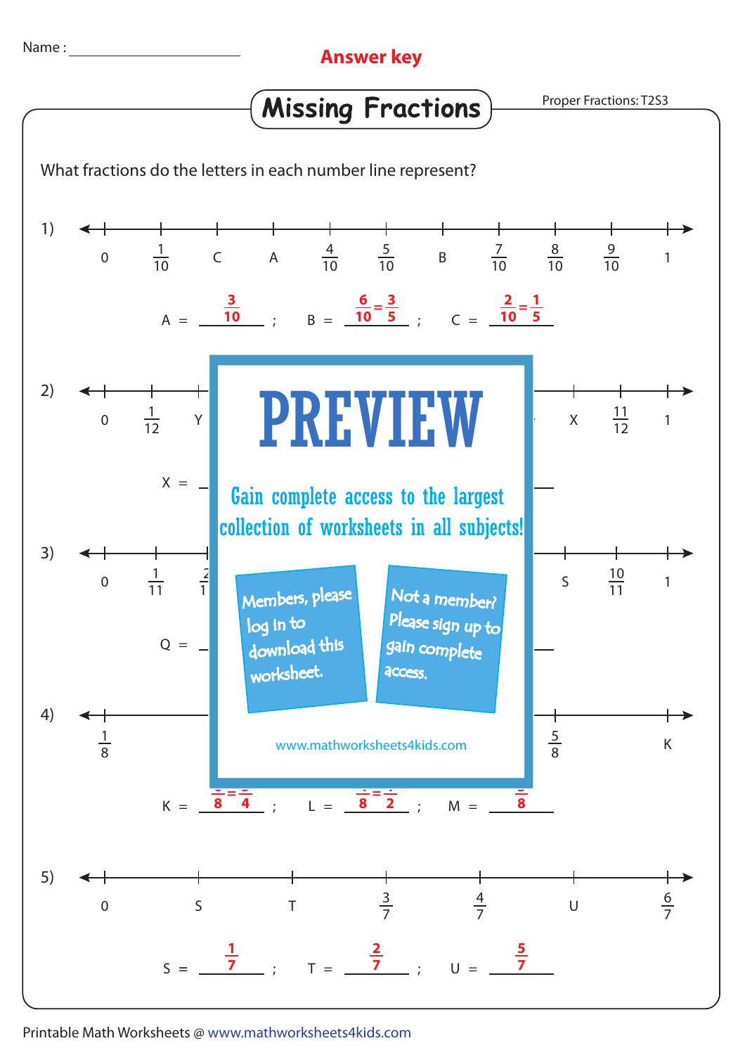Name : ____________________

**Answer key**

# Missing Fractions

Proper Fractions: T2S3

What fractions do the letters in each number line represent?

1)

0 $\frac{1}{10}$ C A $\frac{4}{10}$ $\frac{5}{10}$ B $\frac{7}{10}$ $\frac{8}{10}$ $\frac{9}{10}$ 1

A = $\frac{3}{10}$ ; B = $\frac{6}{10} = \frac{3}{5}$ ; C = $\frac{2}{10} = \frac{1}{5}$

2)

0 $\frac{1}{12}$ Y X $\frac{11}{12}$ 1

X =

3)

0 $\frac{1}{11}$ S $\frac{10}{11}$ 1

Q =

4)

$\frac{1}{8}$ $\frac{5}{8}$ K

K = ; L = ; M =

5)

0 S T $\frac{3}{7}$ $\frac{4}{7}$ U $\frac{6}{7}$

S = $\frac{1}{7}$ ; T = $\frac{2}{7}$ ; U = $\frac{5}{7}$

**PREVIEW**

Gain complete access to the largest collection of worksheets in all subjects!

Members, please log in to download this worksheet.

Not a member? Please sign up to gain complete access.

www.mathworksheets4kids.com